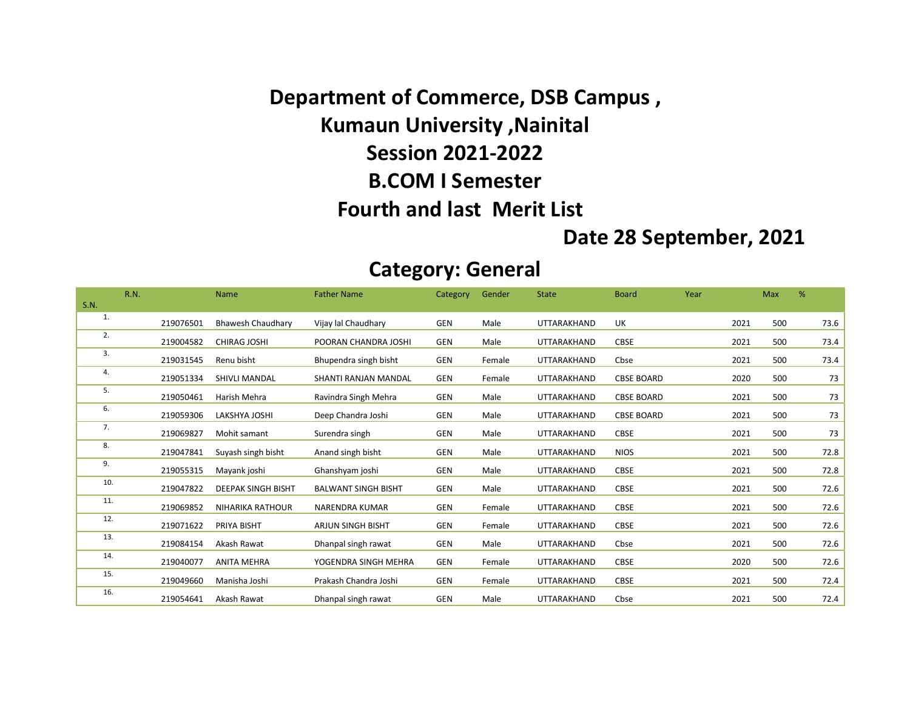# Department of Commerce, DSB Campus ,

# Kumaun University ,Nainital

# Session 2021-2022

# B.COM I Semester

# Fourth and last Merit List

**Date 28 September, 2021**

## Category: General

| S.N. | R.N. | Name | Father Name | Category | Gender | State | Board | Year | Max | % |
|---|---|---|---|---|---|---|---|---|---|---|
| 1. | 219076501 | Bhawesh Chaudhary | Vijay lal Chaudhary | GEN | Male | UTTARAKHAND | UK | 2021 | 500 | 73.6 |
| 2. | 219004582 | CHIRAG JOSHI | POORAN CHANDRA JOSHI | GEN | Male | UTTARAKHAND | CBSE | 2021 | 500 | 73.4 |
| 3. | 219031545 | Renu bisht | Bhupendra singh bisht | GEN | Female | UTTARAKHAND | Cbse | 2021 | 500 | 73.4 |
| 4. | 219051334 | SHIVLI MANDAL | SHANTI RANJAN MANDAL | GEN | Female | UTTARAKHAND | CBSE BOARD | 2020 | 500 | 73 |
| 5. | 219050461 | Harish Mehra | Ravindra Singh Mehra | GEN | Male | UTTARAKHAND | CBSE BOARD | 2021 | 500 | 73 |
| 6. | 219059306 | LAKSHYA JOSHI | Deep Chandra Joshi | GEN | Male | UTTARAKHAND | CBSE BOARD | 2021 | 500 | 73 |
| 7. | 219069827 | Mohit samant | Surendra singh | GEN | Male | UTTARAKHAND | CBSE | 2021 | 500 | 73 |
| 8. | 219047841 | Suyash singh bisht | Anand singh bisht | GEN | Male | UTTARAKHAND | NIOS | 2021 | 500 | 72.8 |
| 9. | 219055315 | Mayank joshi | Ghanshyam joshi | GEN | Male | UTTARAKHAND | CBSE | 2021 | 500 | 72.8 |
| 10. | 219047822 | DEEPAK SINGH BISHT | BALWANT SINGH BISHT | GEN | Male | UTTARAKHAND | CBSE | 2021 | 500 | 72.6 |
| 11. | 219069852 | NIHARIKA RATHOUR | NARENDRA KUMAR | GEN | Female | UTTARAKHAND | CBSE | 2021 | 500 | 72.6 |
| 12. | 219071622 | PRIYA BISHT | ARJUN SINGH BISHT | GEN | Female | UTTARAKHAND | CBSE | 2021 | 500 | 72.6 |
| 13. | 219084154 | Akash Rawat | Dhanpal singh rawat | GEN | Male | UTTARAKHAND | Cbse | 2021 | 500 | 72.6 |
| 14. | 219040077 | ANITA MEHRA | YOGENDRA SINGH MEHRA | GEN | Female | UTTARAKHAND | CBSE | 2020 | 500 | 72.6 |
| 15. | 219049660 | Manisha Joshi | Prakash Chandra Joshi | GEN | Female | UTTARAKHAND | CBSE | 2021 | 500 | 72.4 |
| 16. | 219054641 | Akash Rawat | Dhanpal singh rawat | GEN | Male | UTTARAKHAND | Cbse | 2021 | 500 | 72.4 |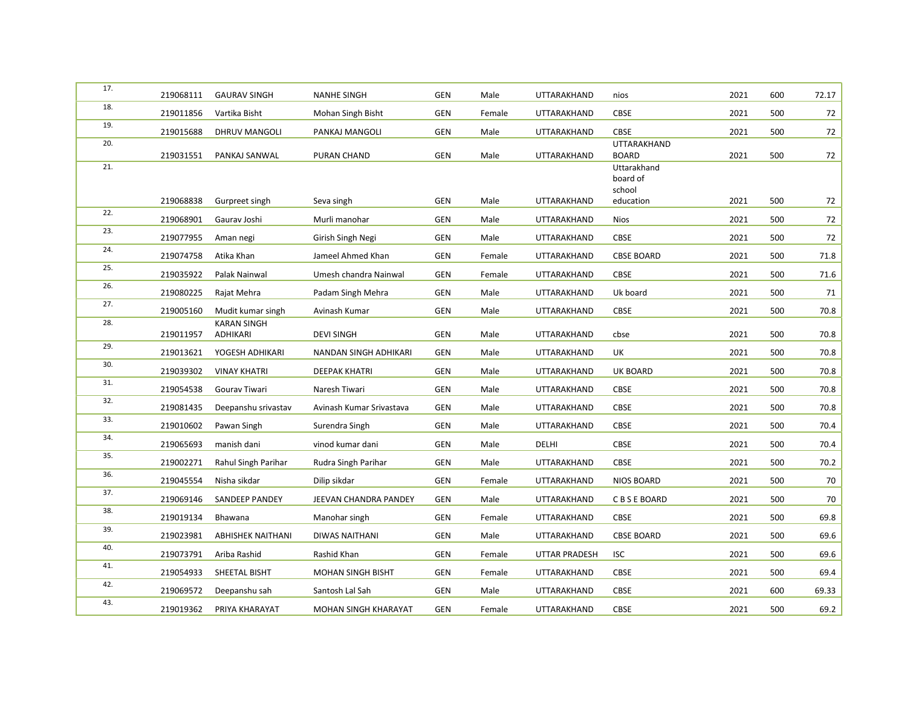| | | | | | | | | | | |
|---|---|---|---|---|---|---|---|---|---|---|
| 17. | 219068111 | GAURAV SINGH | NANHE SINGH | GEN | Male | UTTARAKHAND | nios | 2021 | 600 | 72.17 |
| 18. | 219011856 | Vartika Bisht | Mohan Singh Bisht | GEN | Female | UTTARAKHAND | CBSE | 2021 | 500 | 72 |
| 19. | 219015688 | DHRUV MANGOLI | PANKAJ MANGOLI | GEN | Male | UTTARAKHAND | CBSE | 2021 | 500 | 72 |
| 20. | 219031551 | PANKAJ SANWAL | PURAN CHAND | GEN | Male | UTTARAKHAND | UTTARAKHAND BOARD | 2021 | 500 | 72 |
| 21. | 219068838 | Gurpreet singh | Seva singh | GEN | Male | UTTARAKHAND | Uttarakhand board of school education | 2021 | 500 | 72 |
| 22. | 219068901 | Gaurav Joshi | Murli manohar | GEN | Male | UTTARAKHAND | Nios | 2021 | 500 | 72 |
| 23. | 219077955 | Aman negi | Girish Singh Negi | GEN | Male | UTTARAKHAND | CBSE | 2021 | 500 | 72 |
| 24. | 219074758 | Atika Khan | Jameel Ahmed Khan | GEN | Female | UTTARAKHAND | CBSE BOARD | 2021 | 500 | 71.8 |
| 25. | 219035922 | Palak Nainwal | Umesh chandra Nainwal | GEN | Female | UTTARAKHAND | CBSE | 2021 | 500 | 71.6 |
| 26. | 219080225 | Rajat Mehra | Padam Singh Mehra | GEN | Male | UTTARAKHAND | Uk board | 2021 | 500 | 71 |
| 27. | 219005160 | Mudit kumar singh | Avinash Kumar | GEN | Male | UTTARAKHAND | CBSE | 2021 | 500 | 70.8 |
| 28. | 219011957 | KARAN SINGH ADHIKARI | DEVI SINGH | GEN | Male | UTTARAKHAND | cbse | 2021 | 500 | 70.8 |
| 29. | 219013621 | YOGESH ADHIKARI | NANDAN SINGH ADHIKARI | GEN | Male | UTTARAKHAND | UK | 2021 | 500 | 70.8 |
| 30. | 219039302 | VINAY KHATRI | DEEPAK KHATRI | GEN | Male | UTTARAKHAND | UK BOARD | 2021 | 500 | 70.8 |
| 31. | 219054538 | Gourav Tiwari | Naresh Tiwari | GEN | Male | UTTARAKHAND | CBSE | 2021 | 500 | 70.8 |
| 32. | 219081435 | Deepanshu srivastav | Avinash Kumar Srivastava | GEN | Male | UTTARAKHAND | CBSE | 2021 | 500 | 70.8 |
| 33. | 219010602 | Pawan Singh | Surendra Singh | GEN | Male | UTTARAKHAND | CBSE | 2021 | 500 | 70.4 |
| 34. | 219065693 | manish dani | vinod kumar dani | GEN | Male | DELHI | CBSE | 2021 | 500 | 70.4 |
| 35. | 219002271 | Rahul Singh Parihar | Rudra Singh Parihar | GEN | Male | UTTARAKHAND | CBSE | 2021 | 500 | 70.2 |
| 36. | 219045554 | Nisha sikdar | Dilip sikdar | GEN | Female | UTTARAKHAND | NIOS BOARD | 2021 | 500 | 70 |
| 37. | 219069146 | SANDEEP PANDEY | JEEVAN CHANDRA PANDEY | GEN | Male | UTTARAKHAND | C B S E BOARD | 2021 | 500 | 70 |
| 38. | 219019134 | Bhawana | Manohar singh | GEN | Female | UTTARAKHAND | CBSE | 2021 | 500 | 69.8 |
| 39. | 219023981 | ABHISHEK NAITHANI | DIWAS NAITHANI | GEN | Male | UTTARAKHAND | CBSE BOARD | 2021 | 500 | 69.6 |
| 40. | 219073791 | Ariba Rashid | Rashid Khan | GEN | Female | UTTAR PRADESH | ISC | 2021 | 500 | 69.6 |
| 41. | 219054933 | SHEETAL BISHT | MOHAN SINGH BISHT | GEN | Female | UTTARAKHAND | CBSE | 2021 | 500 | 69.4 |
| 42. | 219069572 | Deepanshu sah | Santosh Lal Sah | GEN | Male | UTTARAKHAND | CBSE | 2021 | 600 | 69.33 |
| 43. | 219019362 | PRIYA KHARAYAT | MOHAN SINGH KHARAYAT | GEN | Female | UTTARAKHAND | CBSE | 2021 | 500 | 69.2 |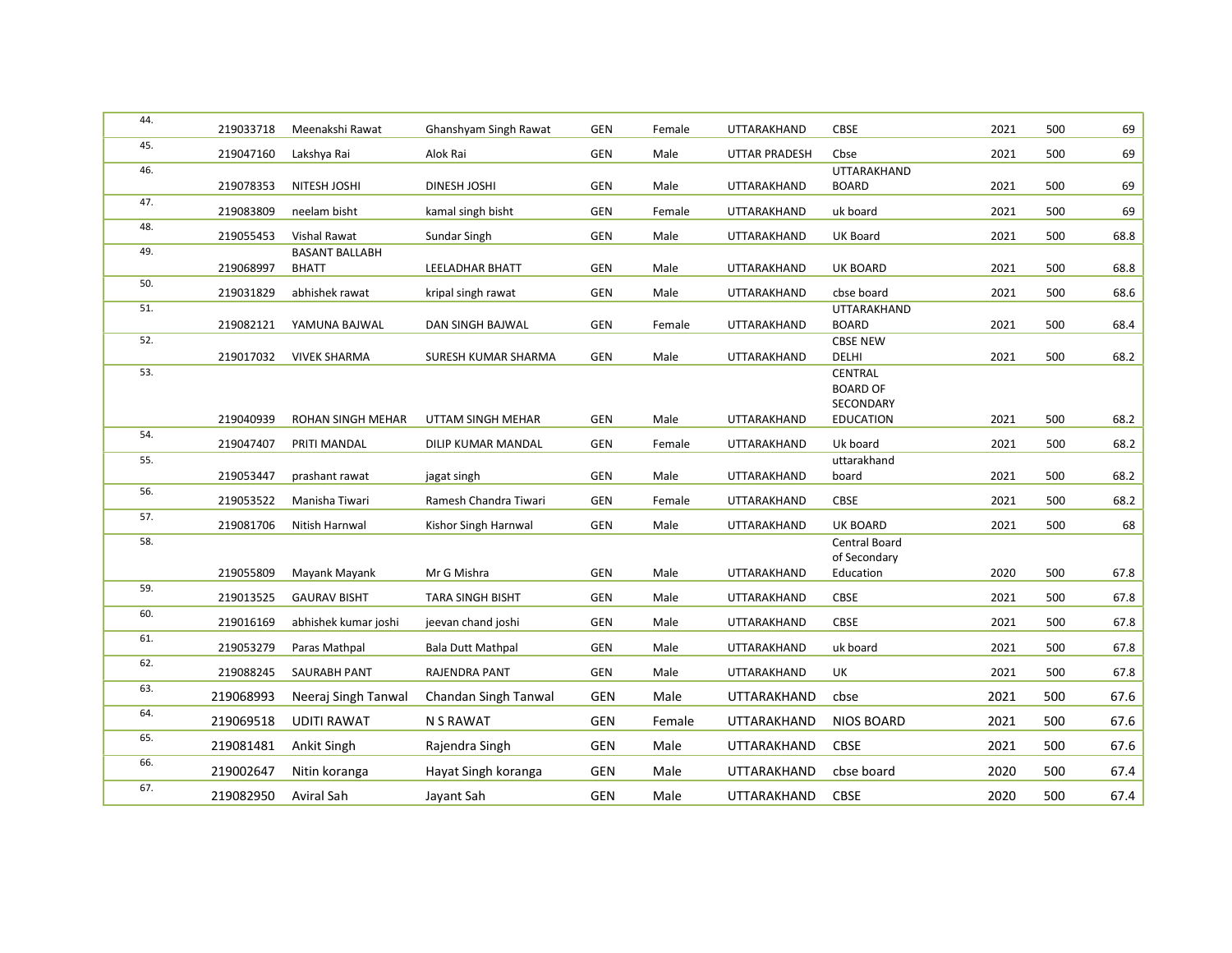| | | | | | | | | | | |
|---|---|---|---|---|---|---|---|---|---|---|
| 44. | 219033718 | Meenakshi Rawat | Ghanshyam Singh Rawat | GEN | Female | UTTARAKHAND | CBSE | 2021 | 500 | 69 |
| 45. | 219047160 | Lakshya Rai | Alok Rai | GEN | Male | UTTAR PRADESH | Cbse | 2021 | 500 | 69 |
| 46. | 219078353 | NITESH JOSHI | DINESH JOSHI | GEN | Male | UTTARAKHAND | UTTARAKHAND BOARD | 2021 | 500 | 69 |
| 47. | 219083809 | neelam bisht | kamal singh bisht | GEN | Female | UTTARAKHAND | uk board | 2021 | 500 | 69 |
| 48. | 219055453 | Vishal Rawat | Sundar Singh | GEN | Male | UTTARAKHAND | UK Board | 2021 | 500 | 68.8 |
| 49. | 219068997 | BASANT BALLABH BHATT | LEELADHAR BHATT | GEN | Male | UTTARAKHAND | UK BOARD | 2021 | 500 | 68.8 |
| 50. | 219031829 | abhishek rawat | kripal singh rawat | GEN | Male | UTTARAKHAND | cbse board | 2021 | 500 | 68.6 |
| 51. | 219082121 | YAMUNA BAJWAL | DAN SINGH BAJWAL | GEN | Female | UTTARAKHAND | UTTARAKHAND BOARD | 2021 | 500 | 68.4 |
| 52. | 219017032 | VIVEK SHARMA | SURESH KUMAR SHARMA | GEN | Male | UTTARAKHAND | CBSE NEW DELHI | 2021 | 500 | 68.2 |
| 53. | 219040939 | ROHAN SINGH MEHAR | UTTAM SINGH MEHAR | GEN | Male | UTTARAKHAND | CENTRAL BOARD OF SECONDARY EDUCATION | 2021 | 500 | 68.2 |
| 54. | 219047407 | PRITI MANDAL | DILIP KUMAR MANDAL | GEN | Female | UTTARAKHAND | Uk board | 2021 | 500 | 68.2 |
| 55. | 219053447 | prashant rawat | jagat singh | GEN | Male | UTTARAKHAND | uttarakhand board | 2021 | 500 | 68.2 |
| 56. | 219053522 | Manisha Tiwari | Ramesh Chandra Tiwari | GEN | Female | UTTARAKHAND | CBSE | 2021 | 500 | 68.2 |
| 57. | 219081706 | Nitish Harnwal | Kishor Singh Harnwal | GEN | Male | UTTARAKHAND | UK BOARD | 2021 | 500 | 68 |
| 58. | 219055809 | Mayank Mayank | Mr G Mishra | GEN | Male | UTTARAKHAND | Central Board of Secondary Education | 2020 | 500 | 67.8 |
| 59. | 219013525 | GAURAV BISHT | TARA SINGH BISHT | GEN | Male | UTTARAKHAND | CBSE | 2021 | 500 | 67.8 |
| 60. | 219016169 | abhishek kumar joshi | jeevan chand joshi | GEN | Male | UTTARAKHAND | CBSE | 2021 | 500 | 67.8 |
| 61. | 219053279 | Paras Mathpal | Bala Dutt Mathpal | GEN | Male | UTTARAKHAND | uk board | 2021 | 500 | 67.8 |
| 62. | 219088245 | SAURABH PANT | RAJENDRA PANT | GEN | Male | UTTARAKHAND | UK | 2021 | 500 | 67.8 |
| 63. | 219068993 | Neeraj Singh Tanwal | Chandan Singh Tanwal | GEN | Male | UTTARAKHAND | cbse | 2021 | 500 | 67.6 |
| 64. | 219069518 | UDITI RAWAT | N S RAWAT | GEN | Female | UTTARAKHAND | NIOS BOARD | 2021 | 500 | 67.6 |
| 65. | 219081481 | Ankit Singh | Rajendra Singh | GEN | Male | UTTARAKHAND | CBSE | 2021 | 500 | 67.6 |
| 66. | 219002647 | Nitin koranga | Hayat Singh koranga | GEN | Male | UTTARAKHAND | cbse board | 2020 | 500 | 67.4 |
| 67. | 219082950 | Aviral Sah | Jayant Sah | GEN | Male | UTTARAKHAND | CBSE | 2020 | 500 | 67.4 |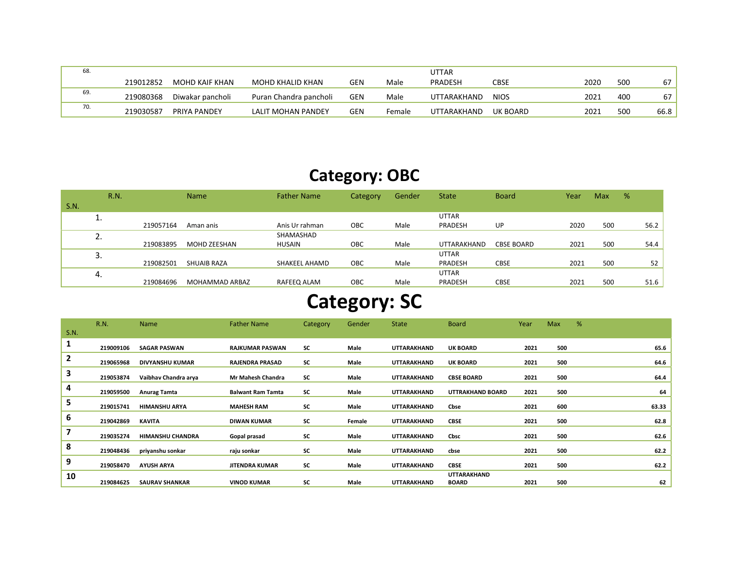| S.N. | R.N. | Name | Father Name | Category | Gender | State | Board | Year | Max | % |
|---|---|---|---|---|---|---|---|---|---|---|
| 68. | 219012852 | MOHD KAIF KHAN | MOHD KHALID KHAN | GEN | Male | UTTAR PRADESH | CBSE | 2020 | 500 | 67 |
| 69. | 219080368 | Diwakar pancholi | Puran Chandra pancholi | GEN | Male | UTTARAKHAND | NIOS | 2021 | 400 | 67 |
| 70. | 219030587 | PRIYA PANDEY | LALIT MOHAN PANDEY | GEN | Female | UTTARAKHAND | UK BOARD | 2021 | 500 | 66.8 |

# Category: OBC

| S.N. | R.N. | Name | Father Name | Category | Gender | State | Board | Year | Max | % |
|---|---|---|---|---|---|---|---|---|---|---|
| 1. | 219057164 | Aman anis | Anis Ur rahman | OBC | Male | UTTAR PRADESH | UP | 2020 | 500 | 56.2 |
| 2. | 219083895 | MOHD ZEESHAN | SHAMASHAD HUSAIN | OBC | Male | UTTARAKHAND | CBSE BOARD | 2021 | 500 | 54.4 |
| 3. | 219082501 | SHUAIB RAZA | SHAKEEL AHAMD | OBC | Male | UTTAR PRADESH | CBSE | 2021 | 500 | 52 |
| 4. | 219084696 | MOHAMMAD ARBAZ | RAFEEQ ALAM | OBC | Male | UTTAR PRADESH | CBSE | 2021 | 500 | 51.6 |

# Category: SC

| S.N. | R.N. | Name | Father Name | Category | Gender | State | Board | Year | Max | % |
|---|---|---|---|---|---|---|---|---|---|---|
| 1 | **219009106** | **SAGAR PASWAN** | **RAJKUMAR PASWAN** | **SC** | **Male** | **UTTARAKHAND** | **UK BOARD** | **2021** | **500** | **65.6** |
| 2 | **219065968** | **DIVYANSHU KUMAR** | **RAJENDRA PRASAD** | **SC** | **Male** | **UTTARAKHAND** | **UK BOARD** | **2021** | **500** | **64.6** |
| 3 | **219053874** | **Vaibhav Chandra arya** | **Mr Mahesh Chandra** | **SC** | **Male** | **UTTARAKHAND** | **CBSE BOARD** | **2021** | **500** | **64.4** |
| 4 | **219059500** | **Anurag Tamta** | **Balwant Ram Tamta** | **SC** | **Male** | **UTTARAKHAND** | **UTTRAKHAND BOARD** | **2021** | **500** | **64** |
| 5 | **219015741** | **HIMANSHU ARYA** | **MAHESH RAM** | **SC** | **Male** | **UTTARAKHAND** | **Cbse** | **2021** | **600** | **63.33** |
| 6 | **219042869** | **KAVITA** | **DIWAN KUMAR** | **SC** | **Female** | **UTTARAKHAND** | **CBSE** | **2021** | **500** | **62.8** |
| 7 | **219035274** | **HIMANSHU CHANDRA** | **Gopal prasad** | **SC** | **Male** | **UTTARAKHAND** | **Cbsc** | **2021** | **500** | **62.6** |
| 8 | **219048436** | **priyanshu sonkar** | **raju sonkar** | **SC** | **Male** | **UTTARAKHAND** | **cbse** | **2021** | **500** | **62.2** |
| 9 | **219058470** | **AYUSH ARYA** | **JITENDRA KUMAR** | **SC** | **Male** | **UTTARAKHAND** | **CBSE** | **2021** | **500** | **62.2** |
| 10 | **219084625** | **SAURAV SHANKAR** | **VINOD KUMAR** | **SC** | **Male** | **UTTARAKHAND** | **UTTARAKHAND BOARD** | **2021** | **500** | **62** |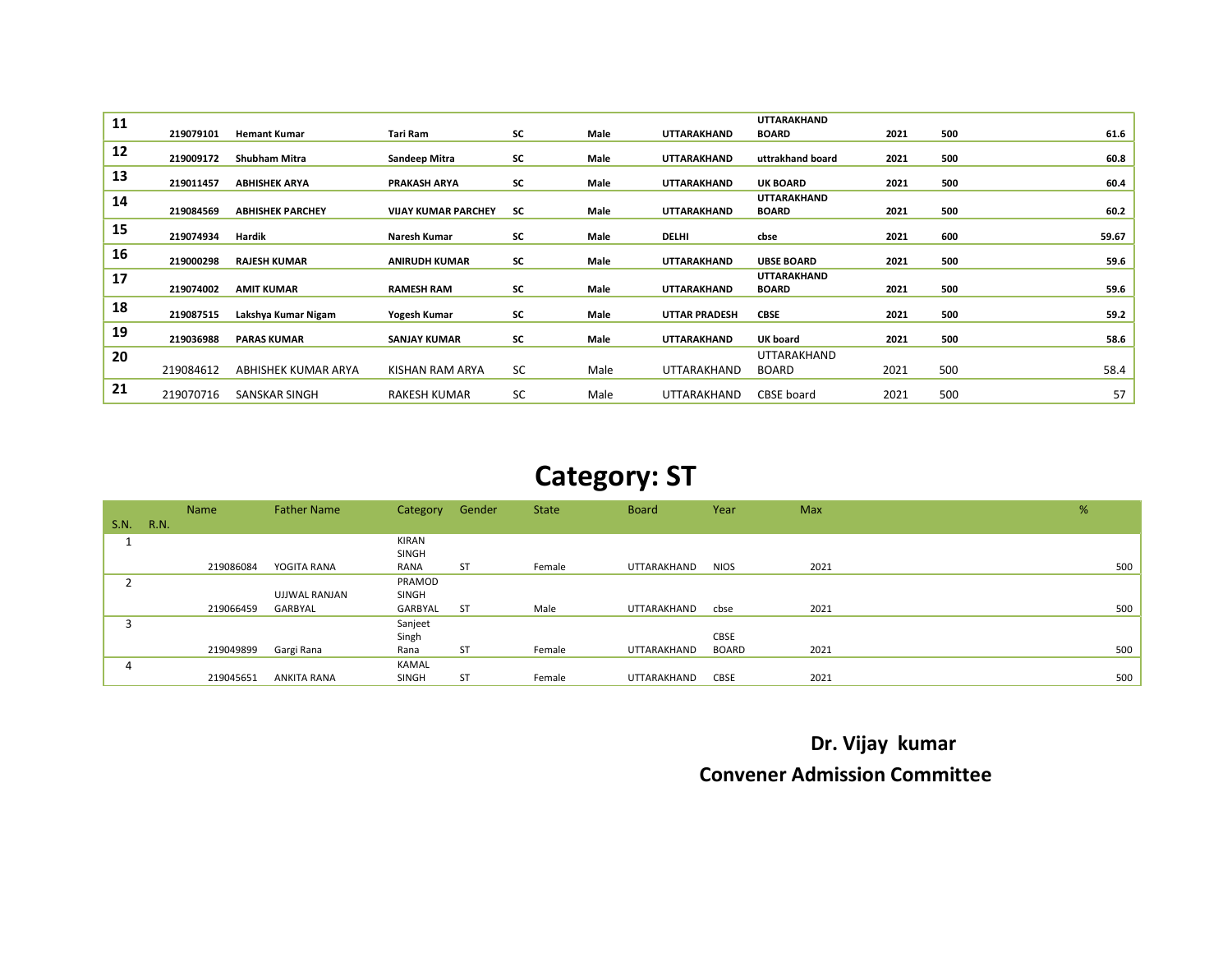| | | | | | | | | | | |
|---|---|---|---|---|---|---|---|---|---|---|
| **11** | **219079101** | **Hemant Kumar** | **Tari Ram** | **SC** | **Male** | **UTTARAKHAND** | **UTTARAKHAND BOARD** | **2021** | **500** | **61.6** |
| **12** | **219009172** | **Shubham Mitra** | **Sandeep Mitra** | **SC** | **Male** | **UTTARAKHAND** | **uttrakhand board** | **2021** | **500** | **60.8** |
| **13** | **219011457** | **ABHISHEK ARYA** | **PRAKASH ARYA** | **SC** | **Male** | **UTTARAKHAND** | **UK BOARD** | **2021** | **500** | **60.4** |
| **14** | **219084569** | **ABHISHEK PARCHEY** | **VIJAY KUMAR PARCHEY** | **SC** | **Male** | **UTTARAKHAND** | **UTTARAKHAND BOARD** | **2021** | **500** | **60.2** |
| **15** | **219074934** | **Hardik** | **Naresh Kumar** | **SC** | **Male** | **DELHI** | **cbse** | **2021** | **600** | **59.67** |
| **16** | **219000298** | **RAJESH KUMAR** | **ANIRUDH KUMAR** | **SC** | **Male** | **UTTARAKHAND** | **UBSE BOARD** | **2021** | **500** | **59.6** |
| **17** | **219074002** | **AMIT KUMAR** | **RAMESH RAM** | **SC** | **Male** | **UTTARAKHAND** | **UTTARAKHAND BOARD** | **2021** | **500** | **59.6** |
| **18** | **219087515** | **Lakshya Kumar Nigam** | **Yogesh Kumar** | **SC** | **Male** | **UTTAR PRADESH** | **CBSE** | **2021** | **500** | **59.2** |
| **19** | **219036988** | **PARAS KUMAR** | **SANJAY KUMAR** | **SC** | **Male** | **UTTARAKHAND** | **UK board** | **2021** | **500** | **58.6** |
| **20** | 219084612 | ABHISHEK KUMAR ARYA | KISHAN RAM ARYA | SC | Male | UTTARAKHAND | UTTARAKHAND BOARD | 2021 | 500 | 58.4 |
| **21** | 219070716 | SANSKAR SINGH | RAKESH KUMAR | SC | Male | UTTARAKHAND | CBSE board | 2021 | 500 | 57 |

# Category: ST

| S.N. | R.N. | Name | Father Name | Category | Gender | State | Board | Year | Max | % |
|---|---|---|---|---|---|---|---|---|---|---|
| 1 | | 219086084 | YOGITA RANA | KIRAN SINGH RANA | ST | Female | UTTARAKHAND | NIOS | 2021 | 500 |
| 2 | | 219066459 | UJJWAL RANJAN GARBYAL | PRAMOD SINGH GARBYAL | ST | Male | UTTARAKHAND | cbse | 2021 | 500 |
| 3 | | 219049899 | Gargi Rana | Sanjeet Singh Rana | ST | Female | UTTARAKHAND | CBSE BOARD | 2021 | 500 |
| 4 | | 219045651 | ANKITA RANA | KAMAL SINGH | ST | Female | UTTARAKHAND | CBSE | 2021 | 500 |

**Dr. Vijay kumar**

**Convener Admission Committee**